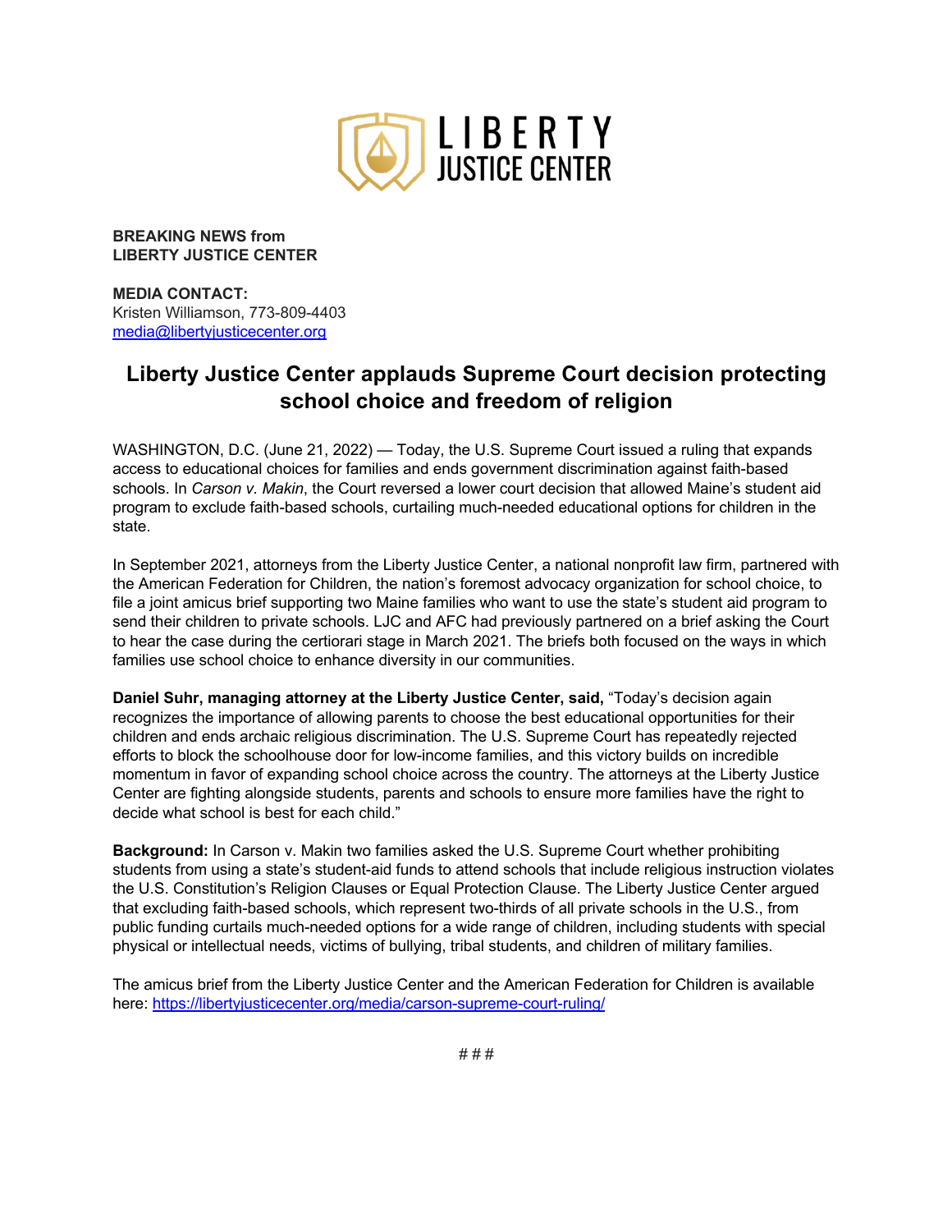**BREAKING NEWS from**
**LIBERTY JUSTICE CENTER**

**MEDIA CONTACT:**
Kristen Williamson, 773-809-4403
media@libertyjusticecenter.org

# Liberty Justice Center applauds Supreme Court decision protecting school choice and freedom of religion

WASHINGTON, D.C. (June 21, 2022) — Today, the U.S. Supreme Court issued a ruling that expands access to educational choices for families and ends government discrimination against faith-based schools. In *Carson v. Makin*, the Court reversed a lower court decision that allowed Maine's student aid program to exclude faith-based schools, curtailing much-needed educational options for children in the state.

In September 2021, attorneys from the Liberty Justice Center, a national nonprofit law firm, partnered with the American Federation for Children, the nation's foremost advocacy organization for school choice, to file a joint amicus brief supporting two Maine families who want to use the state's student aid program to send their children to private schools. LJC and AFC had previously partnered on a brief asking the Court to hear the case during the certiorari stage in March 2021. The briefs both focused on the ways in which families use school choice to enhance diversity in our communities.

**Daniel Suhr, managing attorney at the Liberty Justice Center, said,** "Today's decision again recognizes the importance of allowing parents to choose the best educational opportunities for their children and ends archaic religious discrimination. The U.S. Supreme Court has repeatedly rejected efforts to block the schoolhouse door for low-income families, and this victory builds on incredible momentum in favor of expanding school choice across the country. The attorneys at the Liberty Justice Center are fighting alongside students, parents and schools to ensure more families have the right to decide what school is best for each child."

**Background:** In Carson v. Makin two families asked the U.S. Supreme Court whether prohibiting students from using a state's student-aid funds to attend schools that include religious instruction violates the U.S. Constitution's Religion Clauses or Equal Protection Clause. The Liberty Justice Center argued that excluding faith-based schools, which represent two-thirds of all private schools in the U.S., from public funding curtails much-needed options for a wide range of children, including students with special physical or intellectual needs, victims of bullying, tribal students, and children of military families.

The amicus brief from the Liberty Justice Center and the American Federation for Children is available here: https://libertyjusticecenter.org/media/carson-supreme-court-ruling/

# # #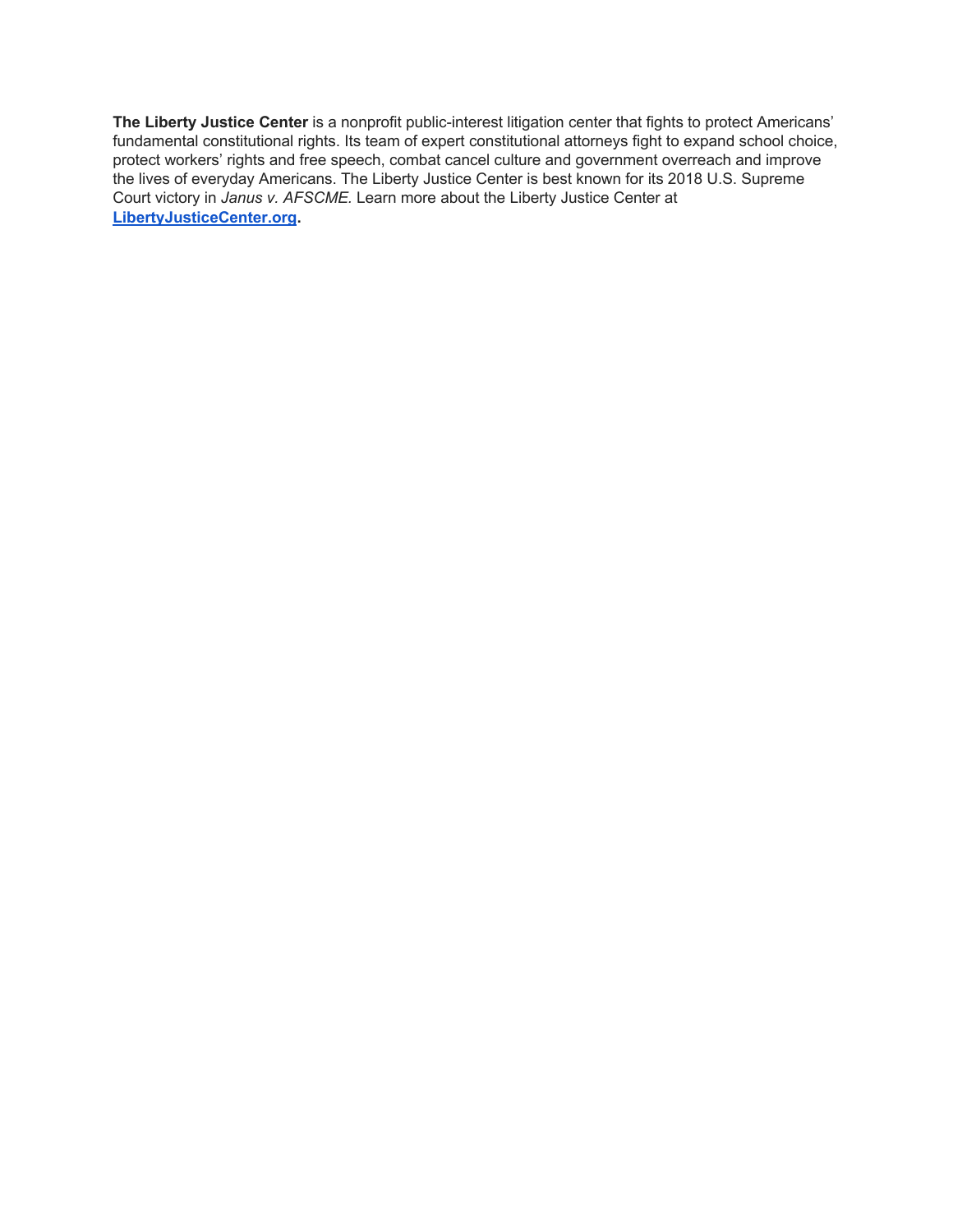**The Liberty Justice Center** is a nonprofit public-interest litigation center that fights to protect Americans' fundamental constitutional rights. Its team of expert constitutional attorneys fight to expand school choice, protect workers' rights and free speech, combat cancel culture and government overreach and improve the lives of everyday Americans. The Liberty Justice Center is best known for its 2018 U.S. Supreme Court victory in *Janus v. AFSCME*. Learn more about the Liberty Justice Center at **LibertyJusticeCenter.org.**